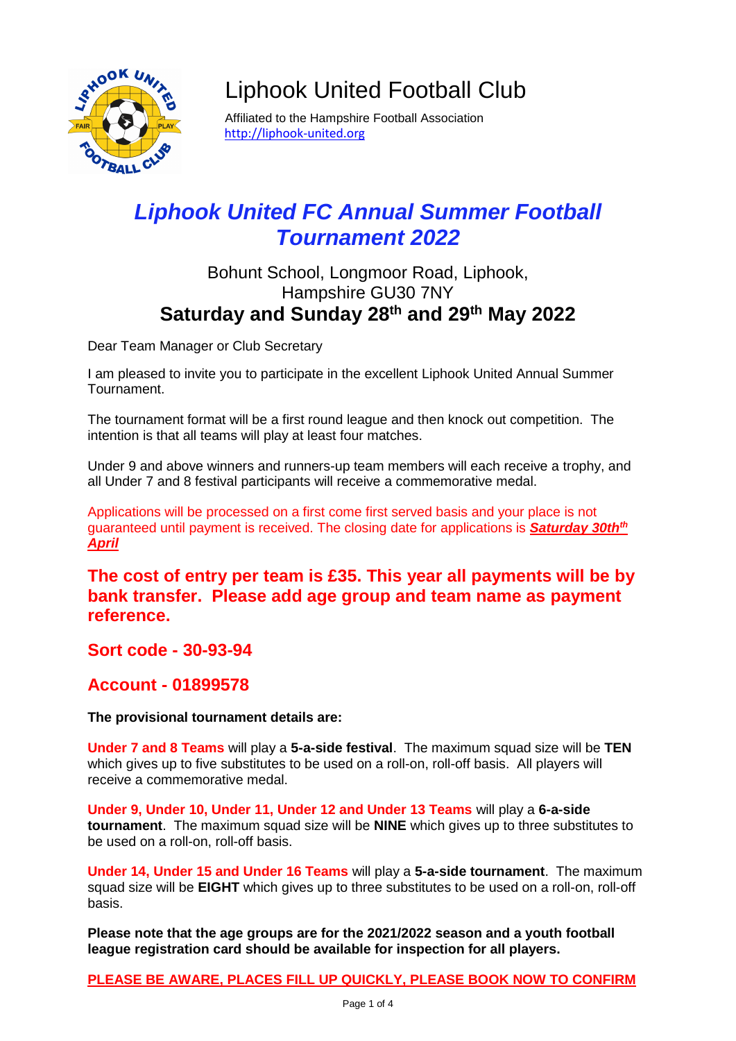# Liphook United Football Club

Affiliated to the Hampshire Football Association
http://liphook-united.org

## *Liphook United FC Annual Summer Football Tournament 2022*

Bohunt School, Longmoor Road, Liphook, Hampshire GU30 7NY

**Saturday and Sunday 28th and 29th May 2022**

Dear Team Manager or Club Secretary

I am pleased to invite you to participate in the excellent Liphook United Annual Summer Tournament.

The tournament format will be a first round league and then knock out competition. The intention is that all teams will play at least four matches.

Under 9 and above winners and runners-up team members will each receive a trophy, and all Under 7 and 8 festival participants will receive a commemorative medal.

Applications will be processed on a first come first served basis and your place is not guaranteed until payment is received. The closing date for applications is ***Saturday 30thth April***

**The cost of entry per team is £35. This year all payments will be by bank transfer. Please add age group and team name as payment reference.**

**Sort code - 30-93-94**

**Account - 01899578**

**The provisional tournament details are:**

**Under 7 and 8 Teams** will play a **5-a-side festival**. The maximum squad size will be **TEN** which gives up to five substitutes to be used on a roll-on, roll-off basis. All players will receive a commemorative medal.

**Under 9, Under 10, Under 11, Under 12 and Under 13 Teams** will play a **6-a-side tournament**. The maximum squad size will be **NINE** which gives up to three substitutes to be used on a roll-on, roll-off basis.

**Under 14, Under 15 and Under 16 Teams** will play a **5-a-side tournament**. The maximum squad size will be **EIGHT** which gives up to three substitutes to be used on a roll-on, roll-off basis.

**Please note that the age groups are for the 2021/2022 season and a youth football league registration card should be available for inspection for all players.**

**PLEASE BE AWARE, PLACES FILL UP QUICKLY, PLEASE BOOK NOW TO CONFIRM**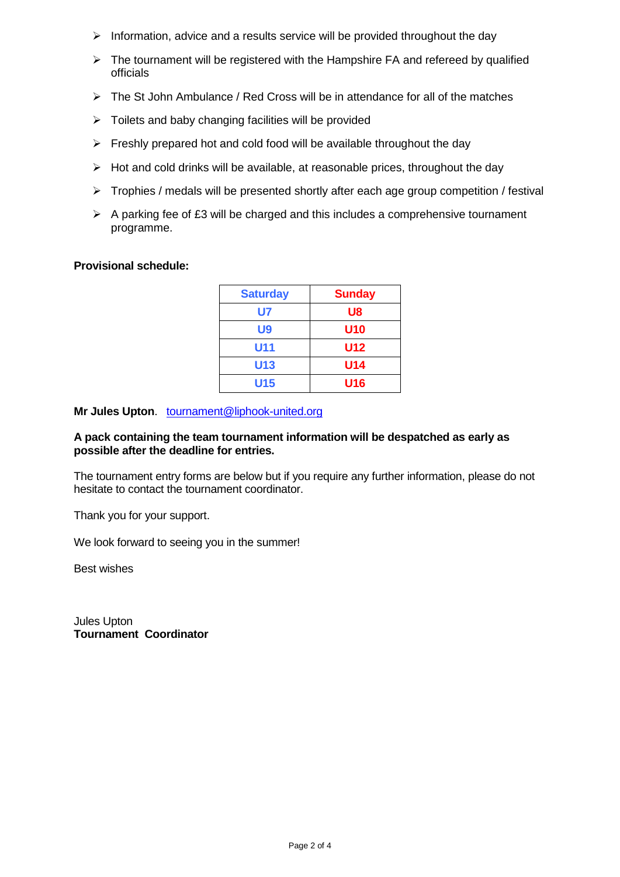- Information, advice and a results service will be provided throughout the day
- The tournament will be registered with the Hampshire FA and refereed by qualified officials
- The St John Ambulance / Red Cross will be in attendance for all of the matches
- Toilets and baby changing facilities will be provided
- Freshly prepared hot and cold food will be available throughout the day
- Hot and cold drinks will be available, at reasonable prices, throughout the day
- Trophies / medals will be presented shortly after each age group competition / festival
- A parking fee of £3 will be charged and this includes a comprehensive tournament programme.

**Provisional schedule:**

| Saturday | Sunday |
|---|---|
| U7 | U8 |
| U9 | U10 |
| U11 | U12 |
| U13 | U14 |
| U15 | U16 |

**Mr Jules Upton**. tournament@liphook-united.org

**A pack containing the team tournament information will be despatched as early as possible after the deadline for entries.**

The tournament entry forms are below but if you require any further information, please do not hesitate to contact the tournament coordinator.

Thank you for your support.

We look forward to seeing you in the summer!

Best wishes

Jules Upton
**Tournament Coordinator**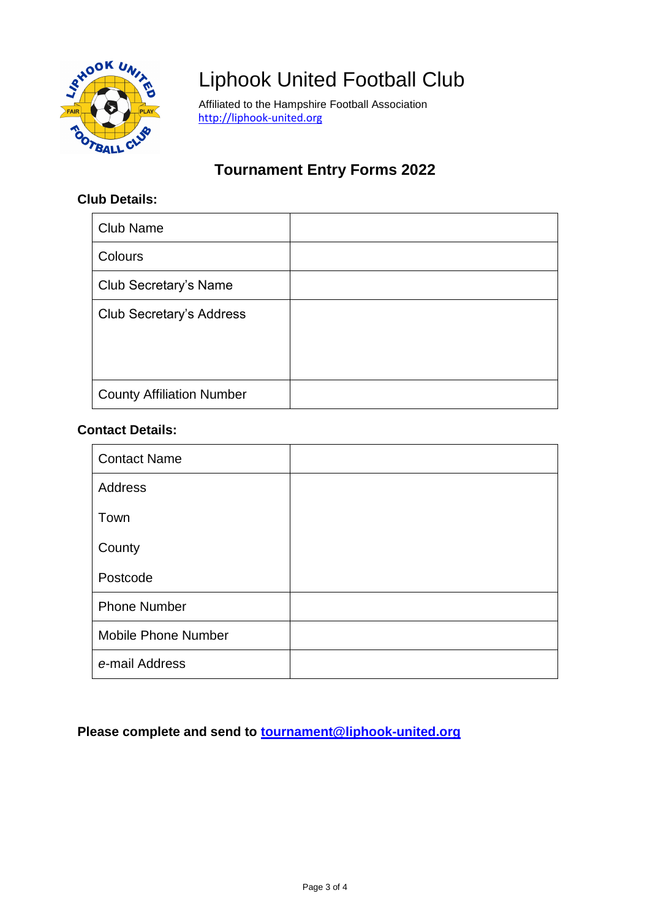# Liphook United Football Club

Affiliated to the Hampshire Football Association
http://liphook-united.org

## Tournament Entry Forms 2022

**Club Details:**

| Club Name | |
|---|---|
| Colours | |
| Club Secretary's Name | |
| Club Secretary's Address | |
| County Affiliation Number | |

**Contact Details:**

| Contact Name | |
|---|---|
| Address<br>Town<br>County<br>Postcode | |
| Phone Number | |
| Mobile Phone Number | |
| e-mail Address | |

**Please complete and send to tournament@liphook-united.org**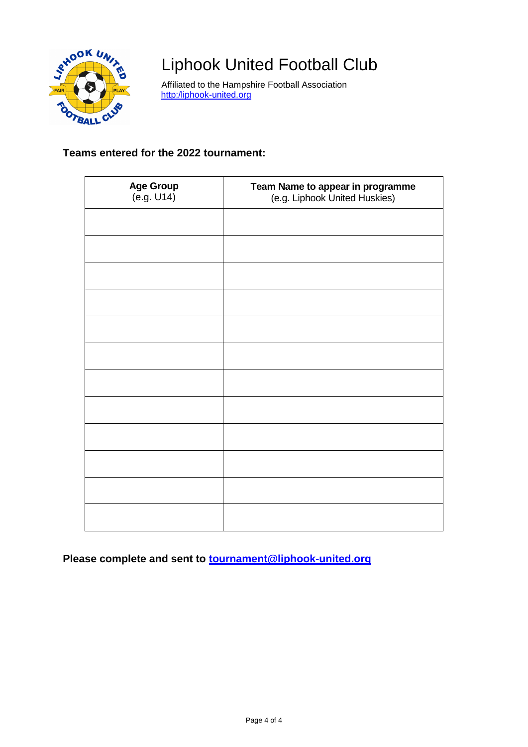# Liphook United Football Club

Affiliated to the Hampshire Football Association
http:/liphook-united.org

**Teams entered for the 2022 tournament:**

| **Age Group** (e.g. U14) | **Team Name to appear in programme** (e.g. Liphook United Huskies) |
|---|---|
| | |
| | |
| | |
| | |
| | |
| | |
| | |
| | |
| | |
| | |
| | |
| | |

**Please complete and sent to tournament@liphook-united.org**